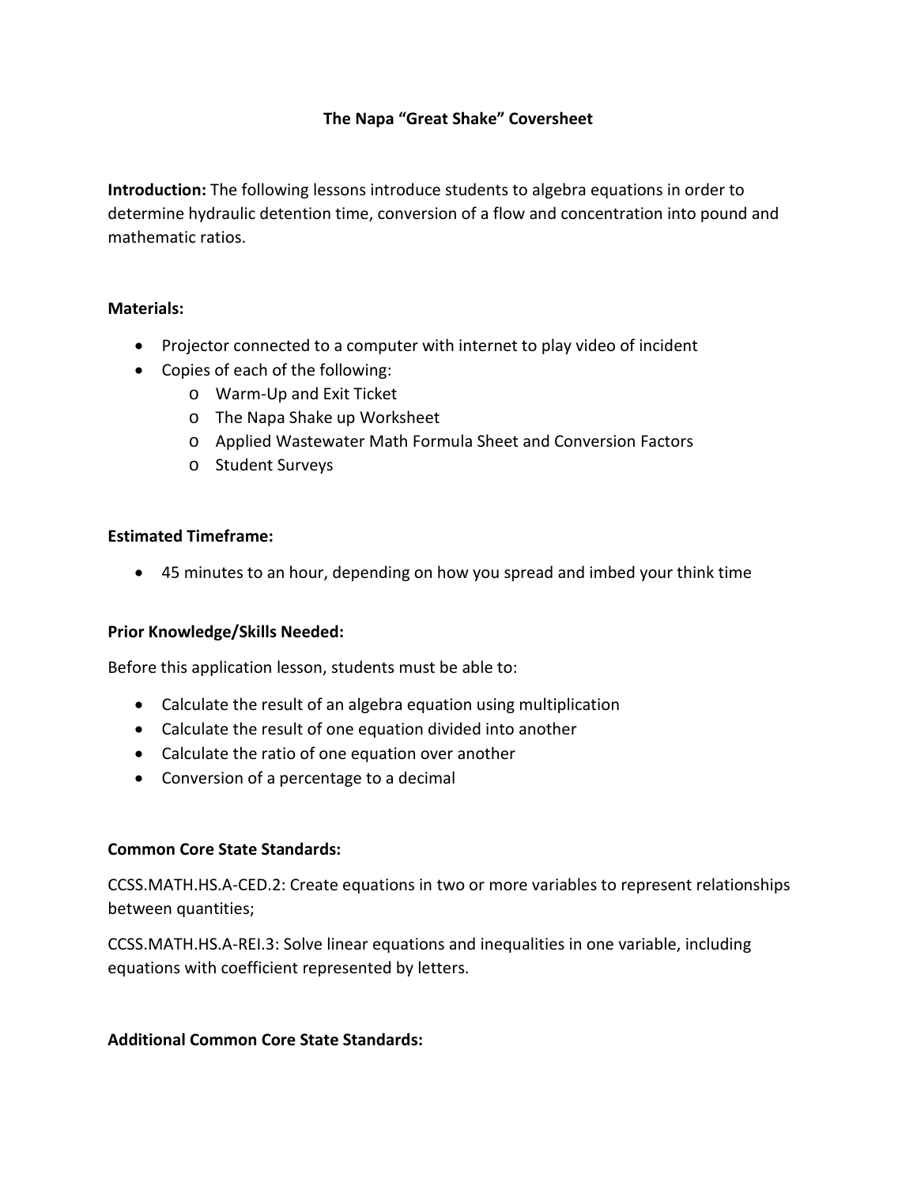# The Napa "Great Shake" Coversheet

**Introduction:** The following lessons introduce students to algebra equations in order to determine hydraulic detention time, conversion of a flow and concentration into pound and mathematic ratios.

**Materials:**

- Projector connected to a computer with internet to play video of incident
- Copies of each of the following:
  - Warm-Up and Exit Ticket
  - The Napa Shake up Worksheet
  - Applied Wastewater Math Formula Sheet and Conversion Factors
  - Student Surveys

**Estimated Timeframe:**

- 45 minutes to an hour, depending on how you spread and imbed your think time

**Prior Knowledge/Skills Needed:**

Before this application lesson, students must be able to:

- Calculate the result of an algebra equation using multiplication
- Calculate the result of one equation divided into another
- Calculate the ratio of one equation over another
- Conversion of a percentage to a decimal

**Common Core State Standards:**

CCSS.MATH.HS.A-CED.2: Create equations in two or more variables to represent relationships between quantities;

CCSS.MATH.HS.A-REI.3: Solve linear equations and inequalities in one variable, including equations with coefficient represented by letters.

**Additional Common Core State Standards:**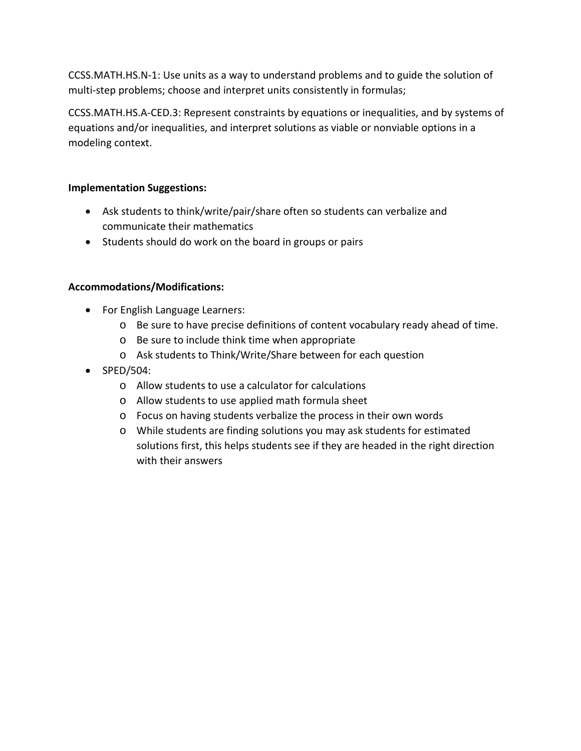CCSS.MATH.HS.N-1: Use units as a way to understand problems and to guide the solution of multi-step problems; choose and interpret units consistently in formulas;

CCSS.MATH.HS.A-CED.3: Represent constraints by equations or inequalities, and by systems of equations and/or inequalities, and interpret solutions as viable or nonviable options in a modeling context.

**Implementation Suggestions:**

- Ask students to think/write/pair/share often so students can verbalize and communicate their mathematics
- Students should do work on the board in groups or pairs

**Accommodations/Modifications:**

- For English Language Learners:
  - Be sure to have precise definitions of content vocabulary ready ahead of time.
  - Be sure to include think time when appropriate
  - Ask students to Think/Write/Share between for each question
- SPED/504:
  - Allow students to use a calculator for calculations
  - Allow students to use applied math formula sheet
  - Focus on having students verbalize the process in their own words
  - While students are finding solutions you may ask students for estimated solutions first, this helps students see if they are headed in the right direction with their answers